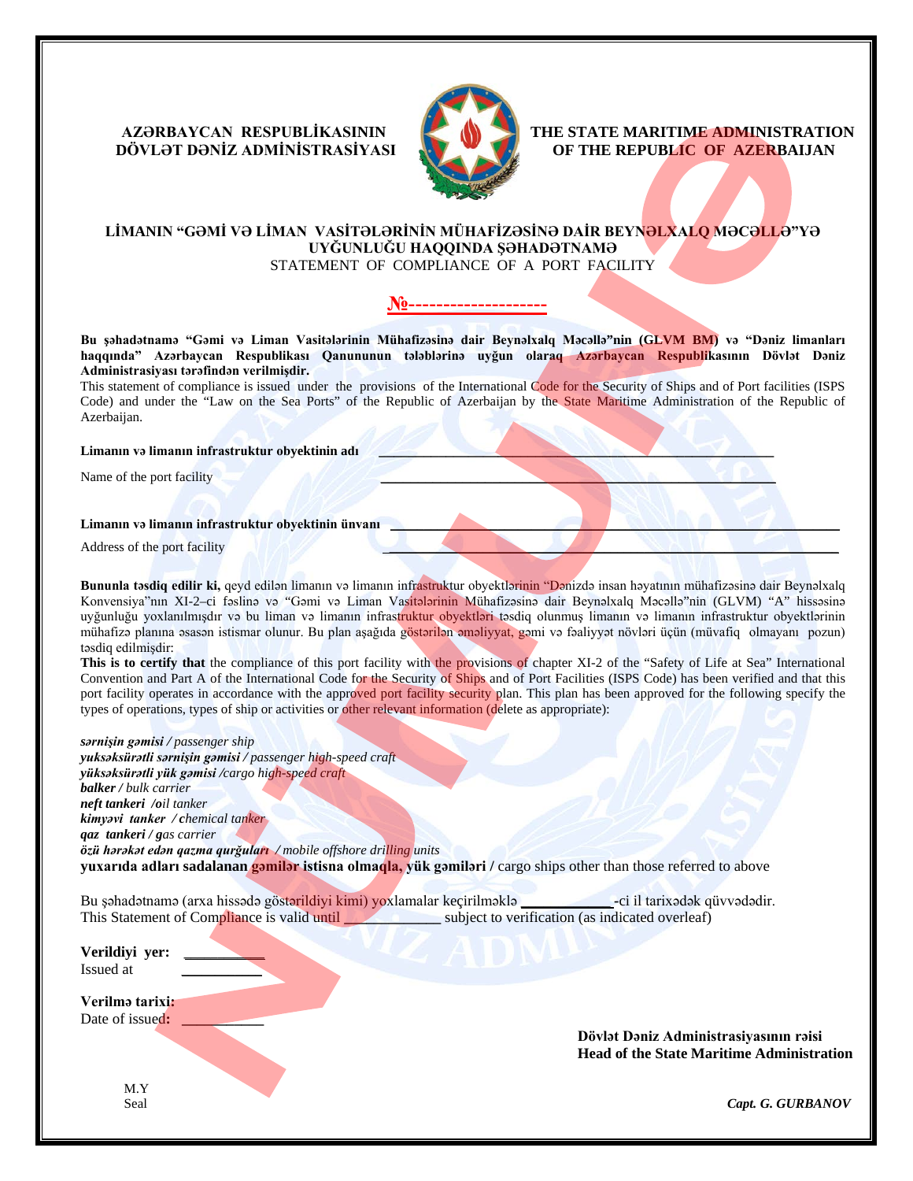AZƏRBAYCAN RESPUBLİKASININ DÖVLƏT DƏNİZ ADMİNİSTRASİYASI

THE STATE MARITIME ADMINISTRATION OF THE REPUBLIC OF AZERBAIJAN

# LİMANIN "GƏMİ VƏ LİMAN VASİTƏLƏRİNİN MÜHAFİZƏSİNƏ DAİR BEYNƏLXALQ MƏCƏLLƏ"YƏ UYĞUNLUĞU HAQQINDA ŞƏHADƏTNAMƏ

STATEMENT OF COMPLIANCE OF A PORT FACILITY

**№-------------------**

**Bu şəhadətnamə "Gəmi və Liman Vasitələrinin Mühafizəsinə dair Beynəlxalq Məcəllə"nin (GLVM BM) və "Dəniz limanları haqqında" Azərbaycan Respublikası Qanununun tələblərinə uyğun olaraq Azərbaycan Respublikasının Dövlət Dəniz Administrasiyası tərəfindən verilmişdir.**

This statement of compliance is issued under the provisions of the International Code for the Security of Ships and of Port facilities (ISPS Code) and under the "Law on the Sea Ports" of the Republic of Azerbaijan by the State Maritime Administration of the Republic of Azerbaijan.

**Limanın və limanın infrastruktur obyektinin adı** ____________________

Name of the port facility ____________________

**Limanın və limanın infrastruktur obyektinin ünvanı** ____________________

Address of the port facility ____________________

**Bununla təsdiq edilir ki,** qeyd edilən limanın və limanın infrastruktur obyektlərinin "Dənizdə insan həyatının mühafizəsinə dair Beynəlxalq Konvensiya"nın XI-2–ci fəslinə və "Gəmi və Liman Vasitələrinin Mühafizəsinə dair Beynəlxalq Məcəllə"nin (GLVM) "A" hissəsinə uyğunluğu yoxlanılmışdır və bu liman və limanın infrastruktur obyektləri təsdiq olunmuş limanın və limanın infrastruktur obyektlərinin mühafizə planına əsasən istismar olunur. Bu plan aşağıda göstərilən əməliyyat, gəmi və fəaliyyət növləri üçün (müvafiq olmayanı pozun) təsdiq edilmişdir:

**This is to certify that** the compliance of this port facility with the provisions of chapter XI-2 of the "Safety of Life at Sea" International Convention and Part A of the International Code for the Security of Ships and of Port Facilities (ISPS Code) has been verified and that this port facility operates in accordance with the approved port facility security plan. This plan has been approved for the following specify the types of operations, types of ship or activities or other relevant information (delete as appropriate):

***sərnişin gəmisi*** */ passenger ship*
***yüksəksürətli sərnişin gəmisi*** */ passenger high-speed craft*
***yüksəksürətli yük gəmisi*** */cargo high-speed craft*
***balker*** */ bulk carrier*
***neft tankeri*** */oil tanker*
***kimyəvi tanker*** */ chemical tanker*
***qaz tankeri*** */ gas carrier*
***özü hərəkət edən qazma qurğuları*** */ mobile offshore drilling units*
**yuxarıda adları sadalanan gəmilər istisna olmaqla, yük gəmiləri /** cargo ships other than those referred to above

Bu şəhadətnamə (arxa hissədə göstərildiyi kimi) yoxlamalar keçirilməklə ___________-ci il tarixədək qüvvədədir.
This Statement of Compliance is valid until ____________ subject to verification (as indicated overleaf)

**Verildiyi yer:** __________
Issued at __________

**Verilmə tarixi:**
Date of issued: __________

**Dövlət Dəniz Administrasiyasının rəisi**
**Head of the State Maritime Administration**

M.Y
Seal

***Capt. G. GURBANOV***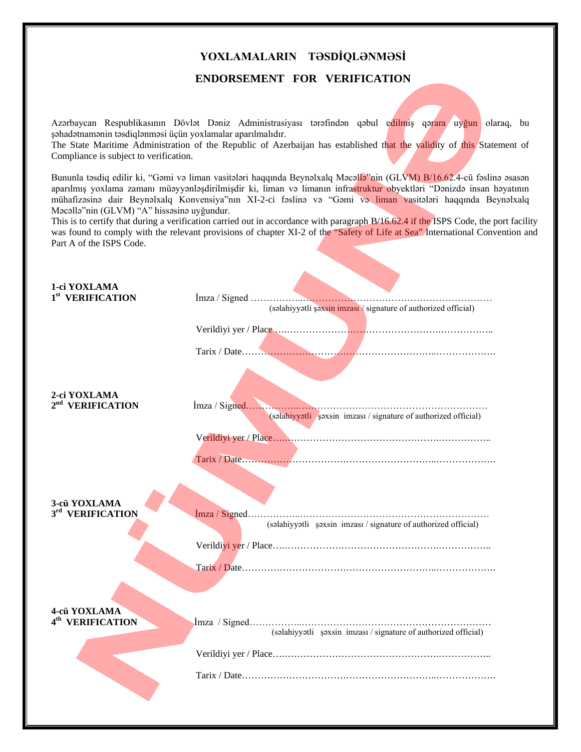# YOXLAMALARIN TƏSDİQLƏNMƏSİ

# ENDORSEMENT FOR VERIFICATION

Azərbaycan Respublikasının Dövlət Dəniz Administrasiyası tərəfindən qəbul edilmiş qərara uyğun olaraq, bu şəhadətnamənin təsdiqlənməsi üçün yoxlamalar aparılmalıdır.
The State Maritime Administration of the Republic of Azerbaijan has established that the validity of this Statement of Compliance is subject to verification.

Bununla təsdiq edilir ki, "Gəmi və liman vasitələri haqqında Beynəlxalq Məcəllə"nin (GLVM) B/16.62.4-cü fəslinə əsasən aparılmış yoxlama zamanı müəyyənləşdirilmişdir ki, liman və limanın infrastruktur obyektləri "Dənizdə insan həyatının mühafizəsinə dair Beynəlxalq Konvensiya"nın XI-2-ci fəslinə və "Gəmi və liman vasitələri haqqında Beynəlxalq Məcəllə"nin (GLVM) "A" hissəsinə uyğundur.
This is to certify that during a verification carried out in accordance with paragraph B/16.62.4 if the ISPS Code, the port facility was found to comply with the relevant provisions of chapter XI-2 of the "Safety of Life at Sea" International Convention and Part A of the ISPS Code.

**1-ci YOXLAMA**
**1st VERIFICATION**

İmza / Signed ……………………………………………………………………
(səlahiyyətli şəxsin imzası / signature of authorized official)

Verildiyi yer / Place ……………………………………………………………..

Tarix / Date……………………………………………………………………….

**2-ci YOXLAMA**
**2nd VERIFICATION**

İmza / Signed……………………………………………………………………
(səlahiyyətli şəxsin imzası / signature of authorized official)

Verildiyi yer / Place……………………………………………………………..

Tarix / Date……………………………………………………………………….

**3-cü YOXLAMA**
**3rd VERIFICATION**

İmza / Signed……………………………………………………………………
(səlahiyyətli şəxsin imzası / signature of authorized official)

Verildiyi yer / Place……………………………………………………………..

Tarix / Date……………………………………………………………………….

**4-cü YOXLAMA**
**4th VERIFICATION**

İmza / Signed……………………………………………………………………
(səlahiyyətli şəxsin imzası / signature of authorized official)

Verildiyi yer / Place……………………………………………………………..

Tarix / Date……………………………………………………………………….

NÜMUNƏ